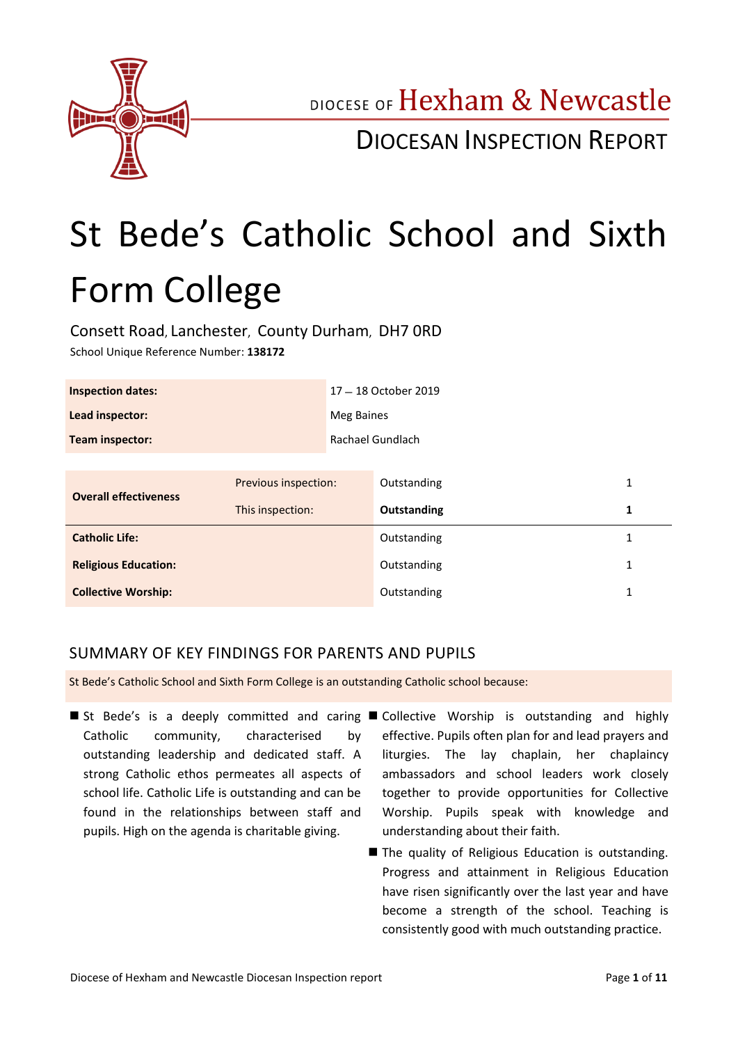DIOCESE OF Hexham & Newcastle

DIOCESAN INSPECTION REPORT

# St Bede's Catholic School and Sixth Form College

Consett Road, Lanchester, County Durham, DH7 0RD

School Unique Reference Number: **138172**

| | |
|---|---|
| **Inspection dates:** | 17 – 18 October 2019 |
| **Lead inspector:** | Meg Baines |
| **Team inspector:** | Rachael Gundlach |

| | | | |
|---|---|---|---|
| **Overall effectiveness** | Previous inspection: | Outstanding | 1 |
| | This inspection: | **Outstanding** | **1** |
| **Catholic Life:** | | Outstanding | 1 |
| **Religious Education:** | | Outstanding | 1 |
| **Collective Worship:** | | Outstanding | 1 |

## SUMMARY OF KEY FINDINGS FOR PARENTS AND PUPILS

St Bede's Catholic School and Sixth Form College is an outstanding Catholic school because:

- St Bede's is a deeply committed and caring Catholic community, characterised by outstanding leadership and dedicated staff. A strong Catholic ethos permeates all aspects of school life. Catholic Life is outstanding and can be found in the relationships between staff and pupils. High on the agenda is charitable giving.
- Collective Worship is outstanding and highly effective. Pupils often plan for and lead prayers and liturgies. The lay chaplain, her chaplaincy ambassadors and school leaders work closely together to provide opportunities for Collective Worship. Pupils speak with knowledge and understanding about their faith.
- The quality of Religious Education is outstanding. Progress and attainment in Religious Education have risen significantly over the last year and have become a strength of the school. Teaching is consistently good with much outstanding practice.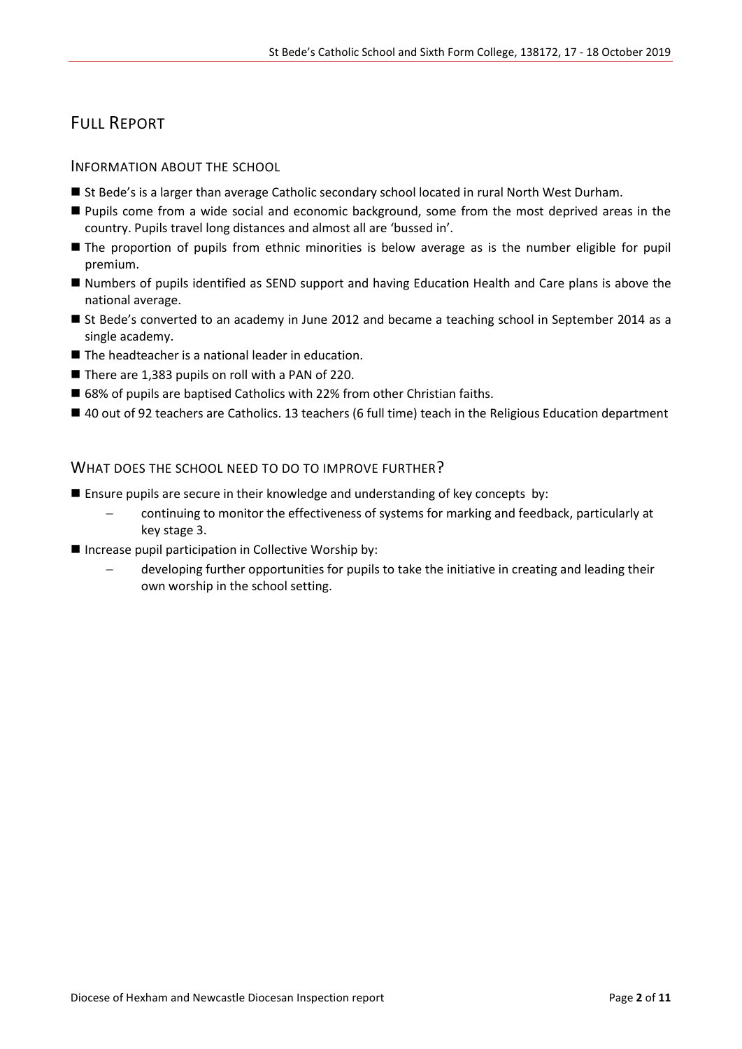# Full Report

## Information about the school

- St Bede's is a larger than average Catholic secondary school located in rural North West Durham.
- Pupils come from a wide social and economic background, some from the most deprived areas in the country. Pupils travel long distances and almost all are 'bussed in'.
- The proportion of pupils from ethnic minorities is below average as is the number eligible for pupil premium.
- Numbers of pupils identified as SEND support and having Education Health and Care plans is above the national average.
- St Bede's converted to an academy in June 2012 and became a teaching school in September 2014 as a single academy.
- The headteacher is a national leader in education.
- There are 1,383 pupils on roll with a PAN of 220.
- 68% of pupils are baptised Catholics with 22% from other Christian faiths.
- 40 out of 92 teachers are Catholics. 13 teachers (6 full time) teach in the Religious Education department

## What does the school need to do to improve further?

- Ensure pupils are secure in their knowledge and understanding of key concepts by:
  - continuing to monitor the effectiveness of systems for marking and feedback, particularly at key stage 3.
- Increase pupil participation in Collective Worship by:
  - developing further opportunities for pupils to take the initiative in creating and leading their own worship in the school setting.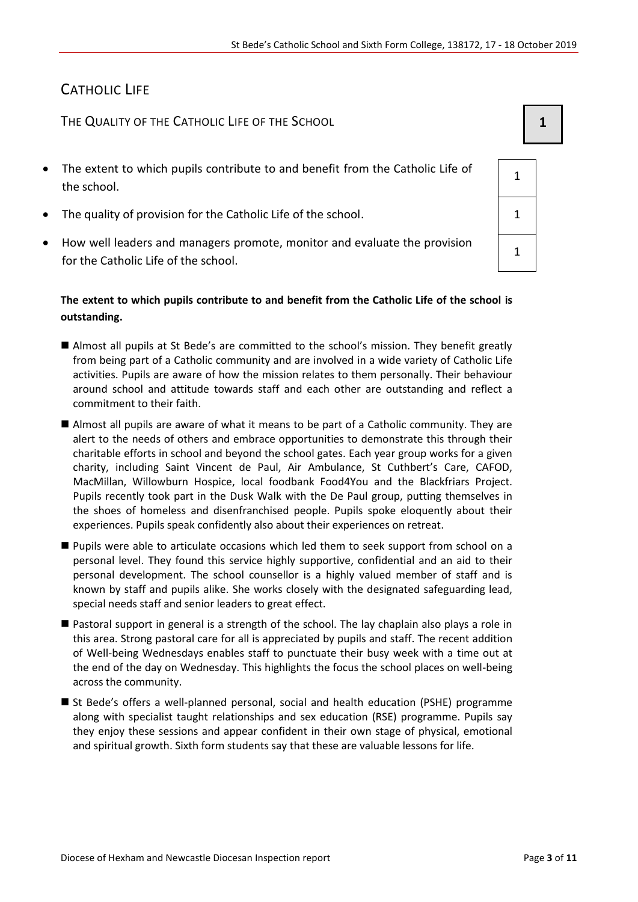# CATHOLIC LIFE

## THE QUALITY OF THE CATHOLIC LIFE OF THE SCHOOL

**1**

| | |
|---|---|
| The extent to which pupils contribute to and benefit from the Catholic Life of the school. | 1 |
| The quality of provision for the Catholic Life of the school. | 1 |
| How well leaders and managers promote, monitor and evaluate the provision for the Catholic Life of the school. | 1 |

**The extent to which pupils contribute to and benefit from the Catholic Life of the school is outstanding.**

- Almost all pupils at St Bede's are committed to the school's mission. They benefit greatly from being part of a Catholic community and are involved in a wide variety of Catholic Life activities. Pupils are aware of how the mission relates to them personally. Their behaviour around school and attitude towards staff and each other are outstanding and reflect a commitment to their faith.
- Almost all pupils are aware of what it means to be part of a Catholic community. They are alert to the needs of others and embrace opportunities to demonstrate this through their charitable efforts in school and beyond the school gates. Each year group works for a given charity, including Saint Vincent de Paul, Air Ambulance, St Cuthbert's Care, CAFOD, MacMillan, Willowburn Hospice, local foodbank Food4You and the Blackfriars Project. Pupils recently took part in the Dusk Walk with the De Paul group, putting themselves in the shoes of homeless and disenfranchised people. Pupils spoke eloquently about their experiences. Pupils speak confidently also about their experiences on retreat.
- Pupils were able to articulate occasions which led them to seek support from school on a personal level. They found this service highly supportive, confidential and an aid to their personal development. The school counsellor is a highly valued member of staff and is known by staff and pupils alike. She works closely with the designated safeguarding lead, special needs staff and senior leaders to great effect.
- Pastoral support in general is a strength of the school. The lay chaplain also plays a role in this area. Strong pastoral care for all is appreciated by pupils and staff. The recent addition of Well-being Wednesdays enables staff to punctuate their busy week with a time out at the end of the day on Wednesday. This highlights the focus the school places on well-being across the community.
- St Bede's offers a well-planned personal, social and health education (PSHE) programme along with specialist taught relationships and sex education (RSE) programme. Pupils say they enjoy these sessions and appear confident in their own stage of physical, emotional and spiritual growth. Sixth form students say that these are valuable lessons for life.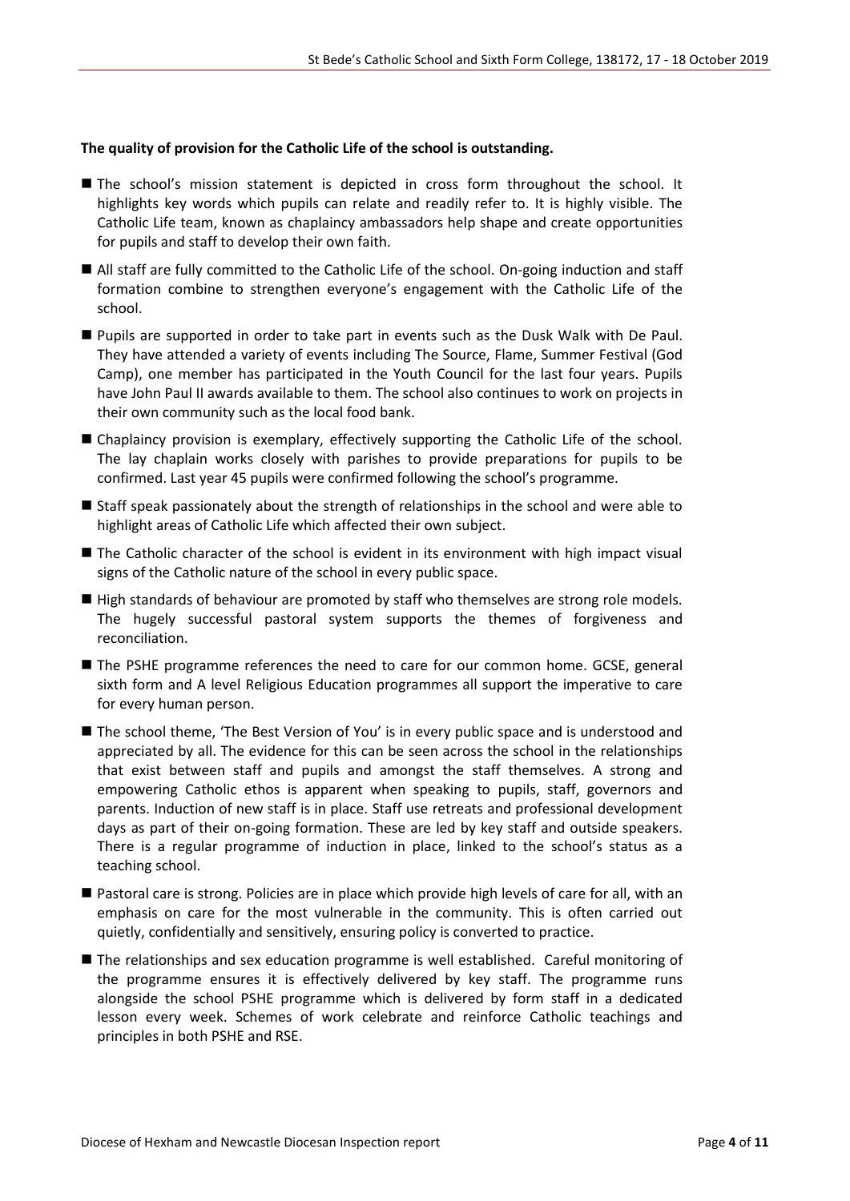**The quality of provision for the Catholic Life of the school is outstanding.**

- The school's mission statement is depicted in cross form throughout the school. It highlights key words which pupils can relate and readily refer to. It is highly visible. The Catholic Life team, known as chaplaincy ambassadors help shape and create opportunities for pupils and staff to develop their own faith.
- All staff are fully committed to the Catholic Life of the school. On-going induction and staff formation combine to strengthen everyone's engagement with the Catholic Life of the school.
- Pupils are supported in order to take part in events such as the Dusk Walk with De Paul. They have attended a variety of events including The Source, Flame, Summer Festival (God Camp), one member has participated in the Youth Council for the last four years. Pupils have John Paul II awards available to them. The school also continues to work on projects in their own community such as the local food bank.
- Chaplaincy provision is exemplary, effectively supporting the Catholic Life of the school. The lay chaplain works closely with parishes to provide preparations for pupils to be confirmed. Last year 45 pupils were confirmed following the school's programme.
- Staff speak passionately about the strength of relationships in the school and were able to highlight areas of Catholic Life which affected their own subject.
- The Catholic character of the school is evident in its environment with high impact visual signs of the Catholic nature of the school in every public space.
- High standards of behaviour are promoted by staff who themselves are strong role models. The hugely successful pastoral system supports the themes of forgiveness and reconciliation.
- The PSHE programme references the need to care for our common home. GCSE, general sixth form and A level Religious Education programmes all support the imperative to care for every human person.
- The school theme, 'The Best Version of You' is in every public space and is understood and appreciated by all. The evidence for this can be seen across the school in the relationships that exist between staff and pupils and amongst the staff themselves. A strong and empowering Catholic ethos is apparent when speaking to pupils, staff, governors and parents. Induction of new staff is in place. Staff use retreats and professional development days as part of their on-going formation. These are led by key staff and outside speakers. There is a regular programme of induction in place, linked to the school's status as a teaching school.
- Pastoral care is strong. Policies are in place which provide high levels of care for all, with an emphasis on care for the most vulnerable in the community. This is often carried out quietly, confidentially and sensitively, ensuring policy is converted to practice.
- The relationships and sex education programme is well established. Careful monitoring of the programme ensures it is effectively delivered by key staff. The programme runs alongside the school PSHE programme which is delivered by form staff in a dedicated lesson every week. Schemes of work celebrate and reinforce Catholic teachings and principles in both PSHE and RSE.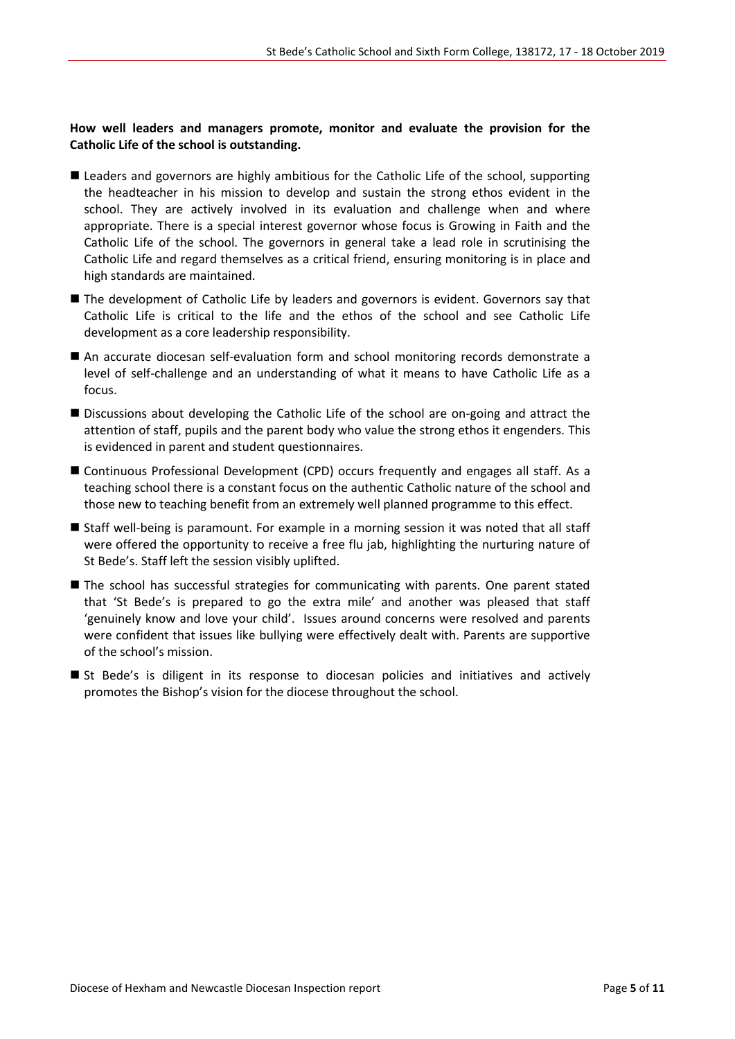**How well leaders and managers promote, monitor and evaluate the provision for the Catholic Life of the school is outstanding.**

- Leaders and governors are highly ambitious for the Catholic Life of the school, supporting the headteacher in his mission to develop and sustain the strong ethos evident in the school. They are actively involved in its evaluation and challenge when and where appropriate. There is a special interest governor whose focus is Growing in Faith and the Catholic Life of the school. The governors in general take a lead role in scrutinising the Catholic Life and regard themselves as a critical friend, ensuring monitoring is in place and high standards are maintained.
- The development of Catholic Life by leaders and governors is evident. Governors say that Catholic Life is critical to the life and the ethos of the school and see Catholic Life development as a core leadership responsibility.
- An accurate diocesan self-evaluation form and school monitoring records demonstrate a level of self-challenge and an understanding of what it means to have Catholic Life as a focus.
- Discussions about developing the Catholic Life of the school are on-going and attract the attention of staff, pupils and the parent body who value the strong ethos it engenders. This is evidenced in parent and student questionnaires.
- Continuous Professional Development (CPD) occurs frequently and engages all staff. As a teaching school there is a constant focus on the authentic Catholic nature of the school and those new to teaching benefit from an extremely well planned programme to this effect.
- Staff well-being is paramount. For example in a morning session it was noted that all staff were offered the opportunity to receive a free flu jab, highlighting the nurturing nature of St Bede's. Staff left the session visibly uplifted.
- The school has successful strategies for communicating with parents. One parent stated that 'St Bede's is prepared to go the extra mile' and another was pleased that staff 'genuinely know and love your child'. Issues around concerns were resolved and parents were confident that issues like bullying were effectively dealt with. Parents are supportive of the school's mission.
- St Bede's is diligent in its response to diocesan policies and initiatives and actively promotes the Bishop's vision for the diocese throughout the school.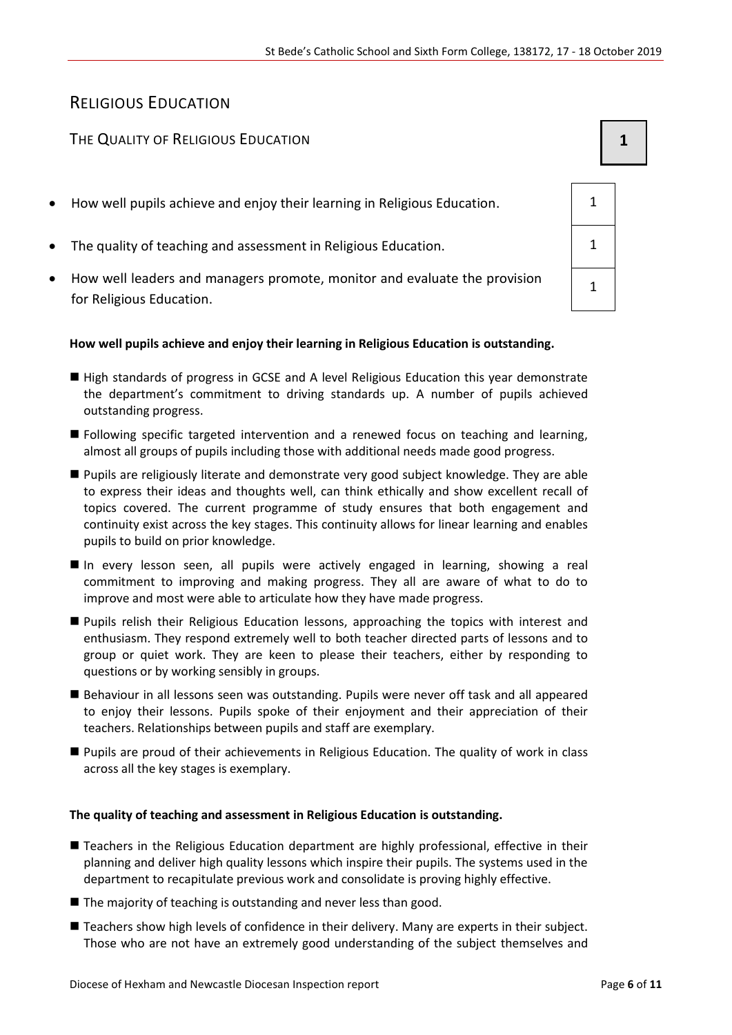## RELIGIOUS EDUCATION

### THE QUALITY OF RELIGIOUS EDUCATION — 1

| | |
|---|---|
| How well pupils achieve and enjoy their learning in Religious Education. | 1 |
| The quality of teaching and assessment in Religious Education. | 1 |
| How well leaders and managers promote, monitor and evaluate the provision for Religious Education. | 1 |

**How well pupils achieve and enjoy their learning in Religious Education is outstanding.**

- High standards of progress in GCSE and A level Religious Education this year demonstrate the department's commitment to driving standards up. A number of pupils achieved outstanding progress.
- Following specific targeted intervention and a renewed focus on teaching and learning, almost all groups of pupils including those with additional needs made good progress.
- Pupils are religiously literate and demonstrate very good subject knowledge. They are able to express their ideas and thoughts well, can think ethically and show excellent recall of topics covered. The current programme of study ensures that both engagement and continuity exist across the key stages. This continuity allows for linear learning and enables pupils to build on prior knowledge.
- In every lesson seen, all pupils were actively engaged in learning, showing a real commitment to improving and making progress. They all are aware of what to do to improve and most were able to articulate how they have made progress.
- Pupils relish their Religious Education lessons, approaching the topics with interest and enthusiasm. They respond extremely well to both teacher directed parts of lessons and to group or quiet work. They are keen to please their teachers, either by responding to questions or by working sensibly in groups.
- Behaviour in all lessons seen was outstanding. Pupils were never off task and all appeared to enjoy their lessons. Pupils spoke of their enjoyment and their appreciation of their teachers. Relationships between pupils and staff are exemplary.
- Pupils are proud of their achievements in Religious Education. The quality of work in class across all the key stages is exemplary.

**The quality of teaching and assessment in Religious Education is outstanding.**

- Teachers in the Religious Education department are highly professional, effective in their planning and deliver high quality lessons which inspire their pupils. The systems used in the department to recapitulate previous work and consolidate is proving highly effective.
- The majority of teaching is outstanding and never less than good.
- Teachers show high levels of confidence in their delivery. Many are experts in their subject. Those who are not have an extremely good understanding of the subject themselves and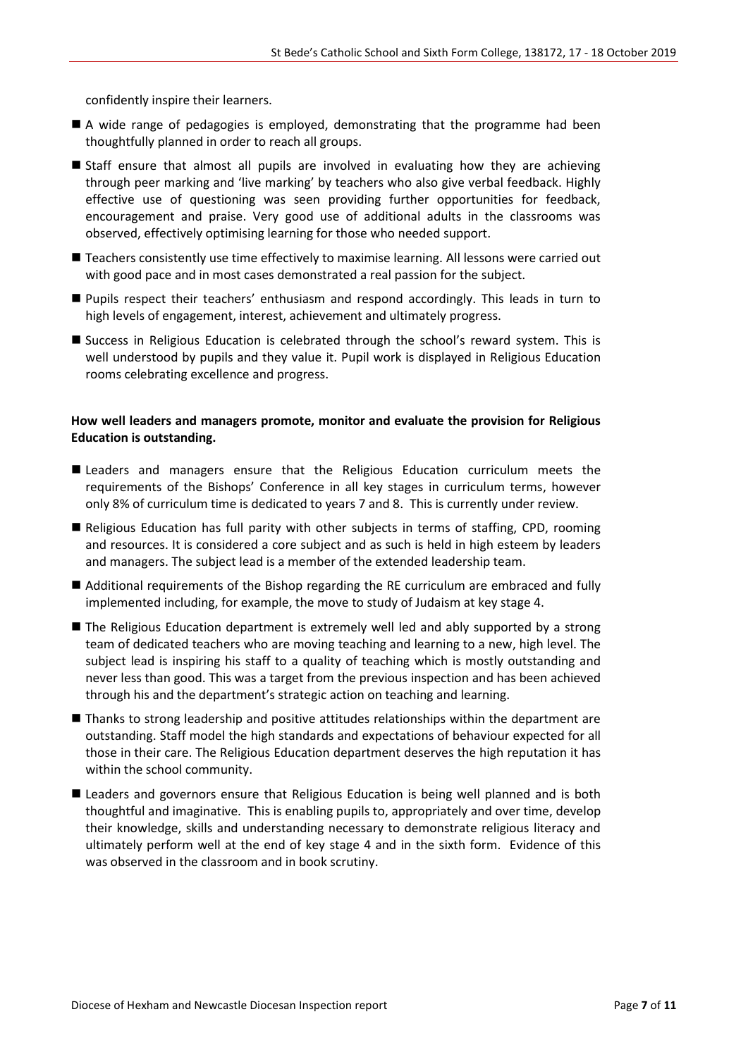confidently inspire their learners.

- A wide range of pedagogies is employed, demonstrating that the programme had been thoughtfully planned in order to reach all groups.
- Staff ensure that almost all pupils are involved in evaluating how they are achieving through peer marking and 'live marking' by teachers who also give verbal feedback. Highly effective use of questioning was seen providing further opportunities for feedback, encouragement and praise. Very good use of additional adults in the classrooms was observed, effectively optimising learning for those who needed support.
- Teachers consistently use time effectively to maximise learning. All lessons were carried out with good pace and in most cases demonstrated a real passion for the subject.
- Pupils respect their teachers' enthusiasm and respond accordingly. This leads in turn to high levels of engagement, interest, achievement and ultimately progress.
- Success in Religious Education is celebrated through the school's reward system. This is well understood by pupils and they value it. Pupil work is displayed in Religious Education rooms celebrating excellence and progress.

**How well leaders and managers promote, monitor and evaluate the provision for Religious Education is outstanding.**

- Leaders and managers ensure that the Religious Education curriculum meets the requirements of the Bishops' Conference in all key stages in curriculum terms, however only 8% of curriculum time is dedicated to years 7 and 8. This is currently under review.
- Religious Education has full parity with other subjects in terms of staffing, CPD, rooming and resources. It is considered a core subject and as such is held in high esteem by leaders and managers. The subject lead is a member of the extended leadership team.
- Additional requirements of the Bishop regarding the RE curriculum are embraced and fully implemented including, for example, the move to study of Judaism at key stage 4.
- The Religious Education department is extremely well led and ably supported by a strong team of dedicated teachers who are moving teaching and learning to a new, high level. The subject lead is inspiring his staff to a quality of teaching which is mostly outstanding and never less than good. This was a target from the previous inspection and has been achieved through his and the department's strategic action on teaching and learning.
- Thanks to strong leadership and positive attitudes relationships within the department are outstanding. Staff model the high standards and expectations of behaviour expected for all those in their care. The Religious Education department deserves the high reputation it has within the school community.
- Leaders and governors ensure that Religious Education is being well planned and is both thoughtful and imaginative. This is enabling pupils to, appropriately and over time, develop their knowledge, skills and understanding necessary to demonstrate religious literacy and ultimately perform well at the end of key stage 4 and in the sixth form. Evidence of this was observed in the classroom and in book scrutiny.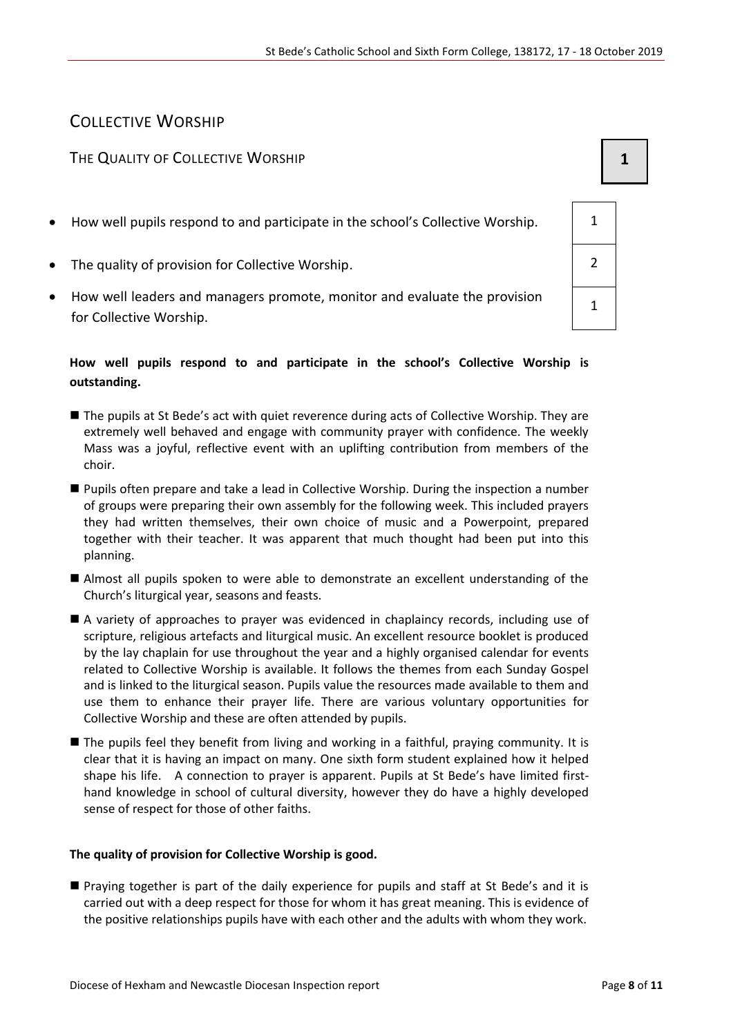## Collective Worship

### The Quality of Collective Worship

**1**

| Criterion | Grade |
| --- | --- |
| How well pupils respond to and participate in the school's Collective Worship. | 1 |
| The quality of provision for Collective Worship. | 2 |
| How well leaders and managers promote, monitor and evaluate the provision for Collective Worship. | 1 |

**How well pupils respond to and participate in the school's Collective Worship is outstanding.**

- The pupils at St Bede's act with quiet reverence during acts of Collective Worship. They are extremely well behaved and engage with community prayer with confidence. The weekly Mass was a joyful, reflective event with an uplifting contribution from members of the choir.
- Pupils often prepare and take a lead in Collective Worship. During the inspection a number of groups were preparing their own assembly for the following week. This included prayers they had written themselves, their own choice of music and a Powerpoint, prepared together with their teacher. It was apparent that much thought had been put into this planning.
- Almost all pupils spoken to were able to demonstrate an excellent understanding of the Church's liturgical year, seasons and feasts.
- A variety of approaches to prayer was evidenced in chaplaincy records, including use of scripture, religious artefacts and liturgical music. An excellent resource booklet is produced by the lay chaplain for use throughout the year and a highly organised calendar for events related to Collective Worship is available. It follows the themes from each Sunday Gospel and is linked to the liturgical season. Pupils value the resources made available to them and use them to enhance their prayer life. There are various voluntary opportunities for Collective Worship and these are often attended by pupils.
- The pupils feel they benefit from living and working in a faithful, praying community. It is clear that it is having an impact on many. One sixth form student explained how it helped shape his life. A connection to prayer is apparent. Pupils at St Bede's have limited first-hand knowledge in school of cultural diversity, however they do have a highly developed sense of respect for those of other faiths.

**The quality of provision for Collective Worship is good.**

- Praying together is part of the daily experience for pupils and staff at St Bede's and it is carried out with a deep respect for those for whom it has great meaning. This is evidence of the positive relationships pupils have with each other and the adults with whom they work.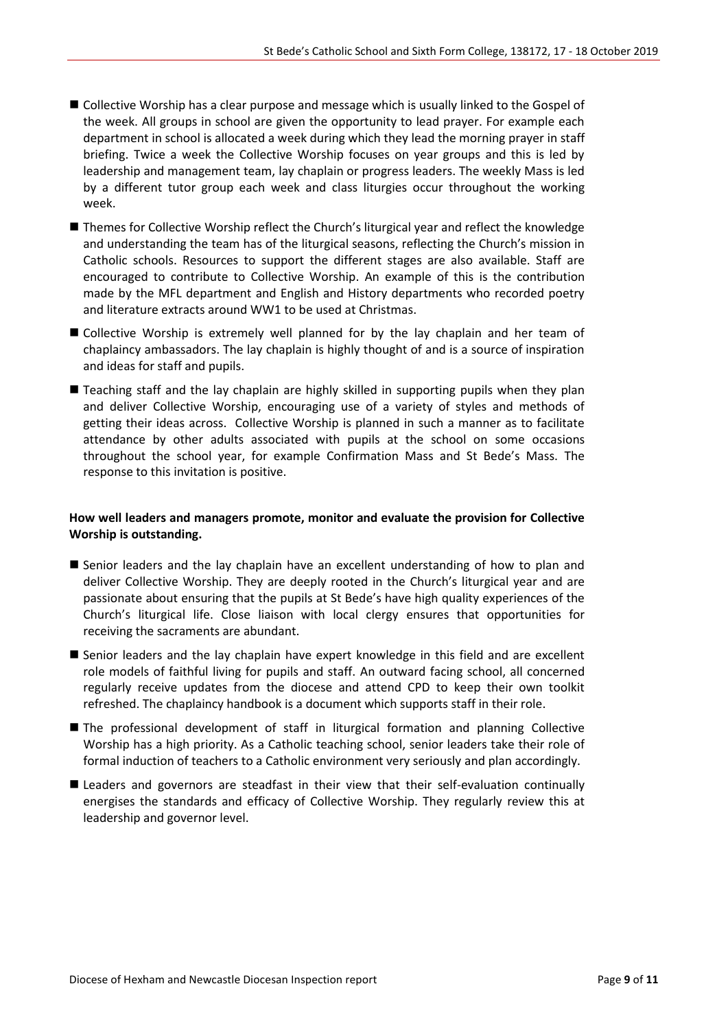- Collective Worship has a clear purpose and message which is usually linked to the Gospel of the week. All groups in school are given the opportunity to lead prayer. For example each department in school is allocated a week during which they lead the morning prayer in staff briefing. Twice a week the Collective Worship focuses on year groups and this is led by leadership and management team, lay chaplain or progress leaders. The weekly Mass is led by a different tutor group each week and class liturgies occur throughout the working week.
- Themes for Collective Worship reflect the Church's liturgical year and reflect the knowledge and understanding the team has of the liturgical seasons, reflecting the Church's mission in Catholic schools. Resources to support the different stages are also available. Staff are encouraged to contribute to Collective Worship. An example of this is the contribution made by the MFL department and English and History departments who recorded poetry and literature extracts around WW1 to be used at Christmas.
- Collective Worship is extremely well planned for by the lay chaplain and her team of chaplaincy ambassadors. The lay chaplain is highly thought of and is a source of inspiration and ideas for staff and pupils.
- Teaching staff and the lay chaplain are highly skilled in supporting pupils when they plan and deliver Collective Worship, encouraging use of a variety of styles and methods of getting their ideas across. Collective Worship is planned in such a manner as to facilitate attendance by other adults associated with pupils at the school on some occasions throughout the school year, for example Confirmation Mass and St Bede's Mass. The response to this invitation is positive.

**How well leaders and managers promote, monitor and evaluate the provision for Collective Worship is outstanding.**

- Senior leaders and the lay chaplain have an excellent understanding of how to plan and deliver Collective Worship. They are deeply rooted in the Church's liturgical year and are passionate about ensuring that the pupils at St Bede's have high quality experiences of the Church's liturgical life. Close liaison with local clergy ensures that opportunities for receiving the sacraments are abundant.
- Senior leaders and the lay chaplain have expert knowledge in this field and are excellent role models of faithful living for pupils and staff. An outward facing school, all concerned regularly receive updates from the diocese and attend CPD to keep their own toolkit refreshed. The chaplaincy handbook is a document which supports staff in their role.
- The professional development of staff in liturgical formation and planning Collective Worship has a high priority. As a Catholic teaching school, senior leaders take their role of formal induction of teachers to a Catholic environment very seriously and plan accordingly.
- Leaders and governors are steadfast in their view that their self-evaluation continually energises the standards and efficacy of Collective Worship. They regularly review this at leadership and governor level.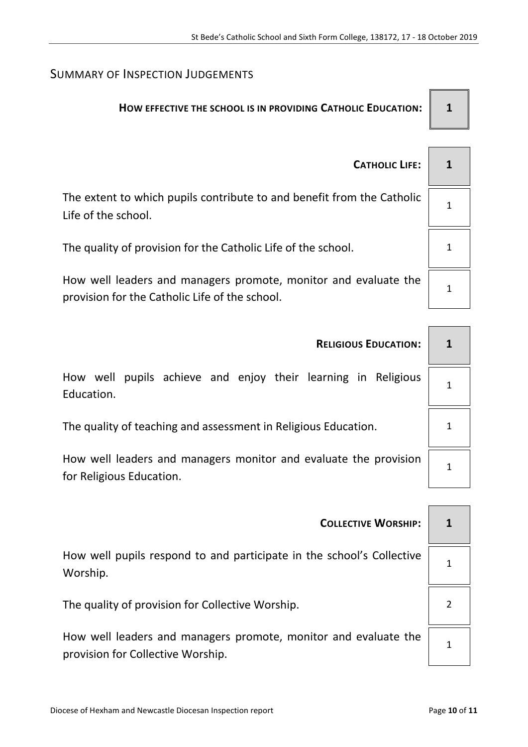## Summary of Inspection Judgements

| | |
|---|---|
| **How effective the school is in providing Catholic Education:** | **1** |
| | |
| **Catholic Life:** | **1** |
| The extent to which pupils contribute to and benefit from the Catholic Life of the school. | 1 |
| The quality of provision for the Catholic Life of the school. | 1 |
| How well leaders and managers promote, monitor and evaluate the provision for the Catholic Life of the school. | 1 |
| | |
| **Religious Education:** | **1** |
| How well pupils achieve and enjoy their learning in Religious Education. | 1 |
| The quality of teaching and assessment in Religious Education. | 1 |
| How well leaders and managers monitor and evaluate the provision for Religious Education. | 1 |
| | |
| **Collective Worship:** | **1** |
| How well pupils respond to and participate in the school's Collective Worship. | 1 |
| The quality of provision for Collective Worship. | 2 |
| How well leaders and managers promote, monitor and evaluate the provision for Collective Worship. | 1 |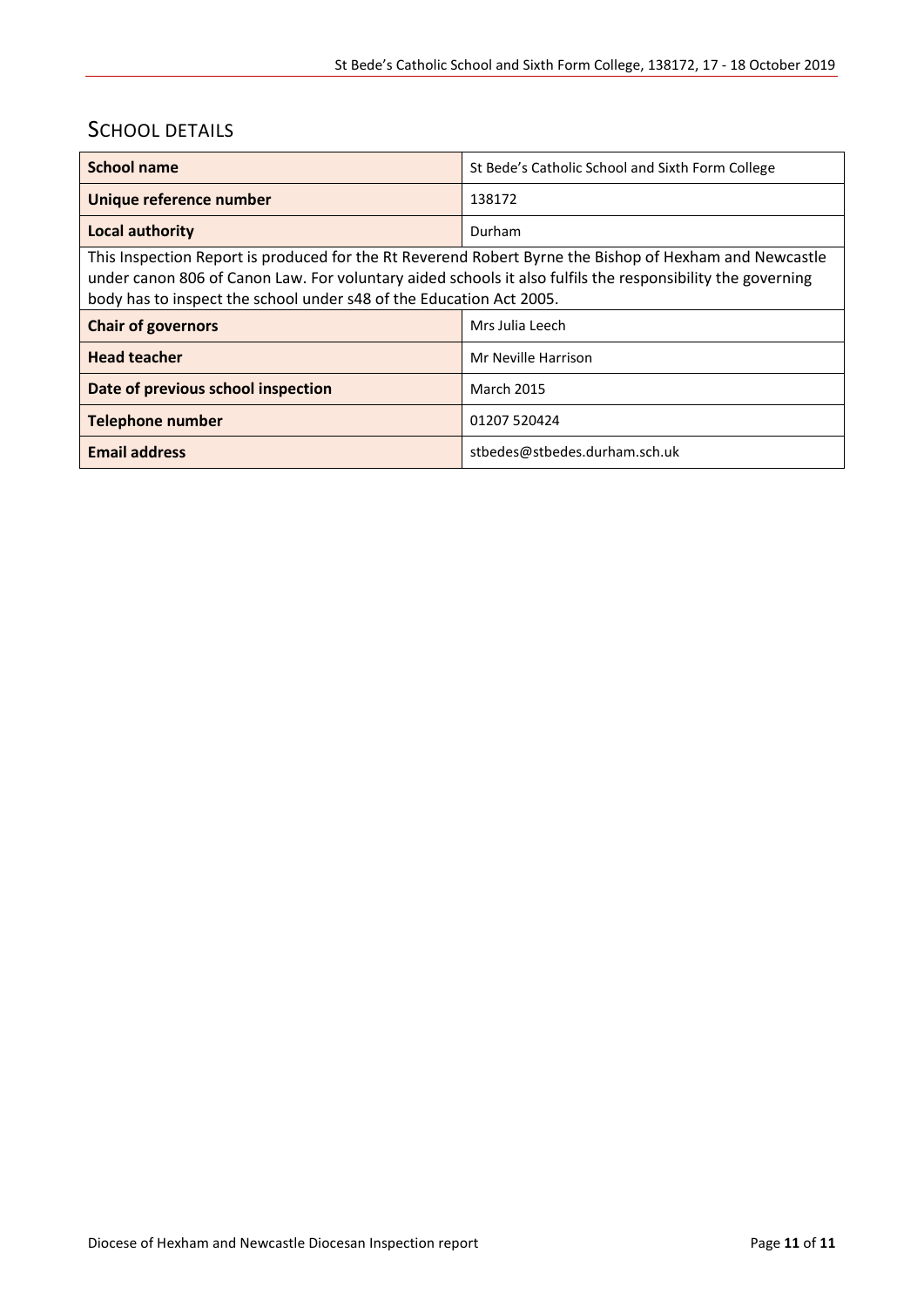## School Details

| | |
|---|---|
| **School name** | St Bede's Catholic School and Sixth Form College |
| **Unique reference number** | 138172 |
| **Local authority** | Durham |
| This Inspection Report is produced for the Rt Reverend Robert Byrne the Bishop of Hexham and Newcastle under canon 806 of Canon Law. For voluntary aided schools it also fulfils the responsibility the governing body has to inspect the school under s48 of the Education Act 2005. | |
| **Chair of governors** | Mrs Julia Leech |
| **Head teacher** | Mr Neville Harrison |
| **Date of previous school inspection** | March 2015 |
| **Telephone number** | 01207 520424 |
| **Email address** | stbedes@stbedes.durham.sch.uk |